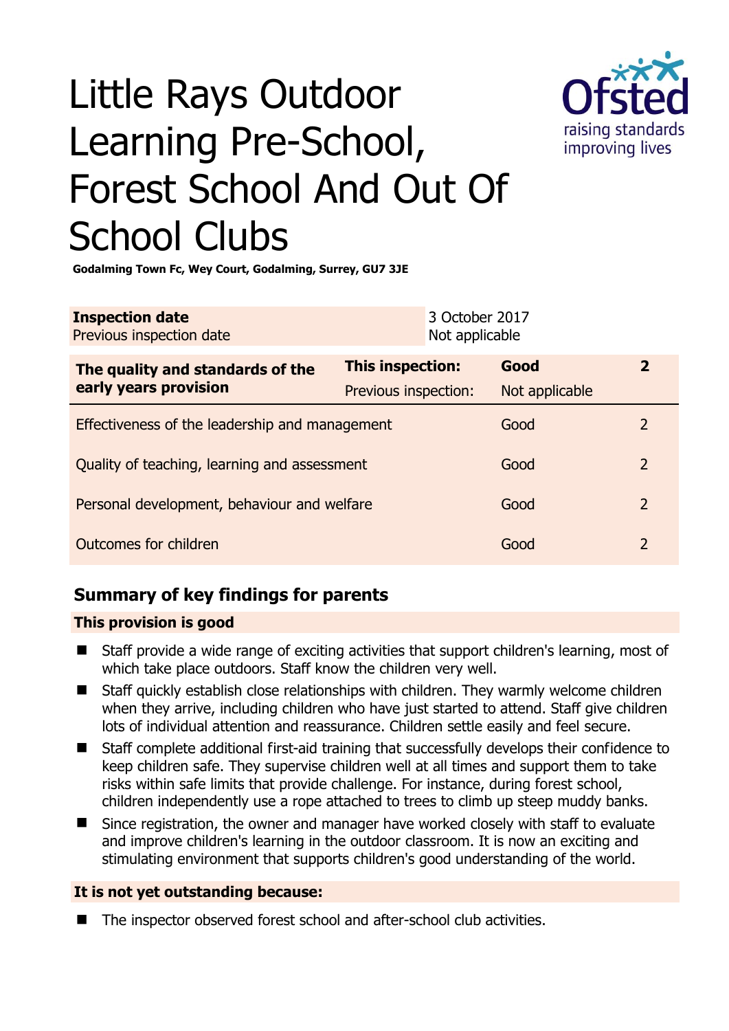# Little Rays Outdoor Learning Pre-School, Forest School And Out Of School Clubs

**Godalming Town Fc, Wey Court, Godalming, Surrey, GU7 3JE**

| | |
|---|---|
| **Inspection date**<br>Previous inspection date | 3 October 2017<br>Not applicable |

| | | | |
|---|---|---|---|
| **The quality and standards of the early years provision** | **This inspection:**<br>Previous inspection: | **Good**<br>Not applicable | **2** |
| Effectiveness of the leadership and management | | Good | 2 |
| Quality of teaching, learning and assessment | | Good | 2 |
| Personal development, behaviour and welfare | | Good | 2 |
| Outcomes for children | | Good | 2 |

## Summary of key findings for parents

### This provision is good

- Staff provide a wide range of exciting activities that support children's learning, most of which take place outdoors. Staff know the children very well.
- Staff quickly establish close relationships with children. They warmly welcome children when they arrive, including children who have just started to attend. Staff give children lots of individual attention and reassurance. Children settle easily and feel secure.
- Staff complete additional first-aid training that successfully develops their confidence to keep children safe. They supervise children well at all times and support them to take risks within safe limits that provide challenge. For instance, during forest school, children independently use a rope attached to trees to climb up steep muddy banks.
- Since registration, the owner and manager have worked closely with staff to evaluate and improve children's learning in the outdoor classroom. It is now an exciting and stimulating environment that supports children's good understanding of the world.

### It is not yet outstanding because:

- The inspector observed forest school and after-school club activities.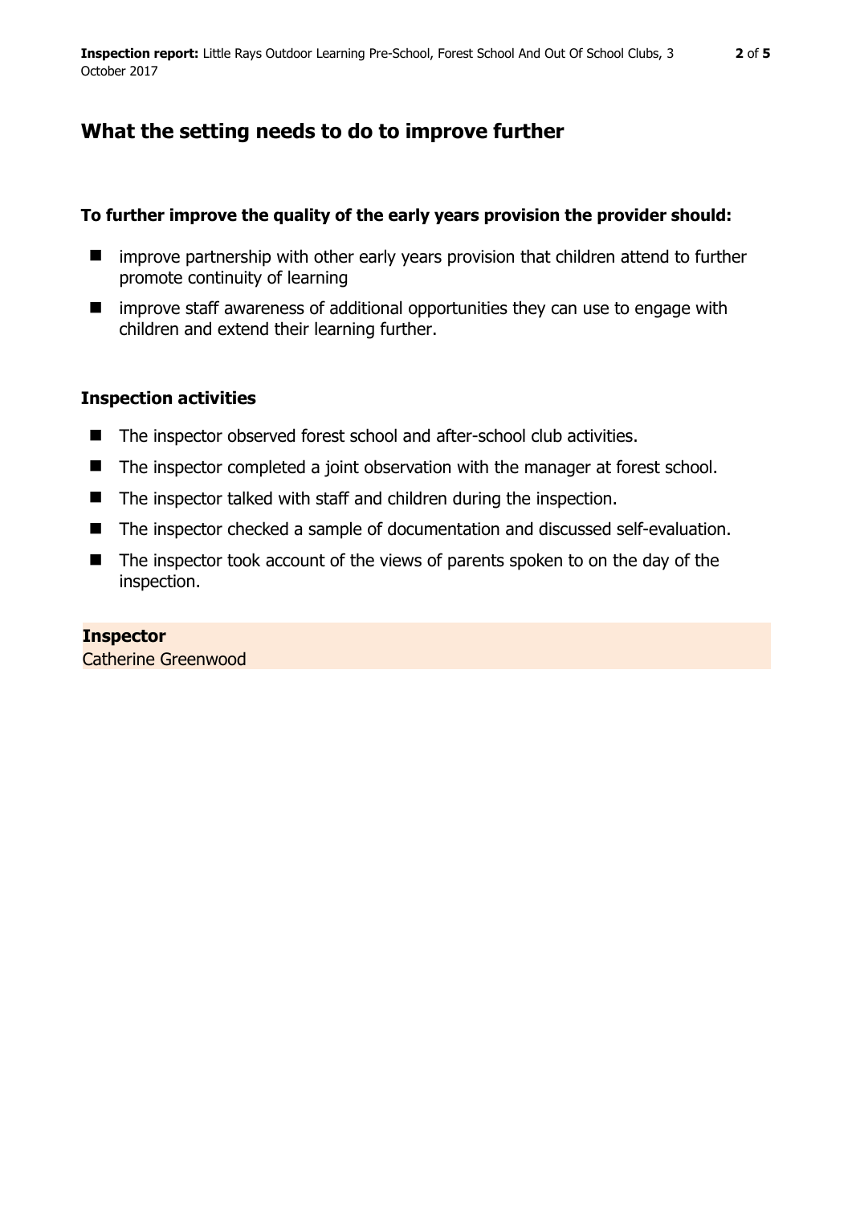## What the setting needs to do to improve further

### To further improve the quality of the early years provision the provider should:

- improve partnership with other early years provision that children attend to further promote continuity of learning
- improve staff awareness of additional opportunities they can use to engage with children and extend their learning further.

### Inspection activities

- The inspector observed forest school and after-school club activities.
- The inspector completed a joint observation with the manager at forest school.
- The inspector talked with staff and children during the inspection.
- The inspector checked a sample of documentation and discussed self-evaluation.
- The inspector took account of the views of parents spoken to on the day of the inspection.

**Inspector**
Catherine Greenwood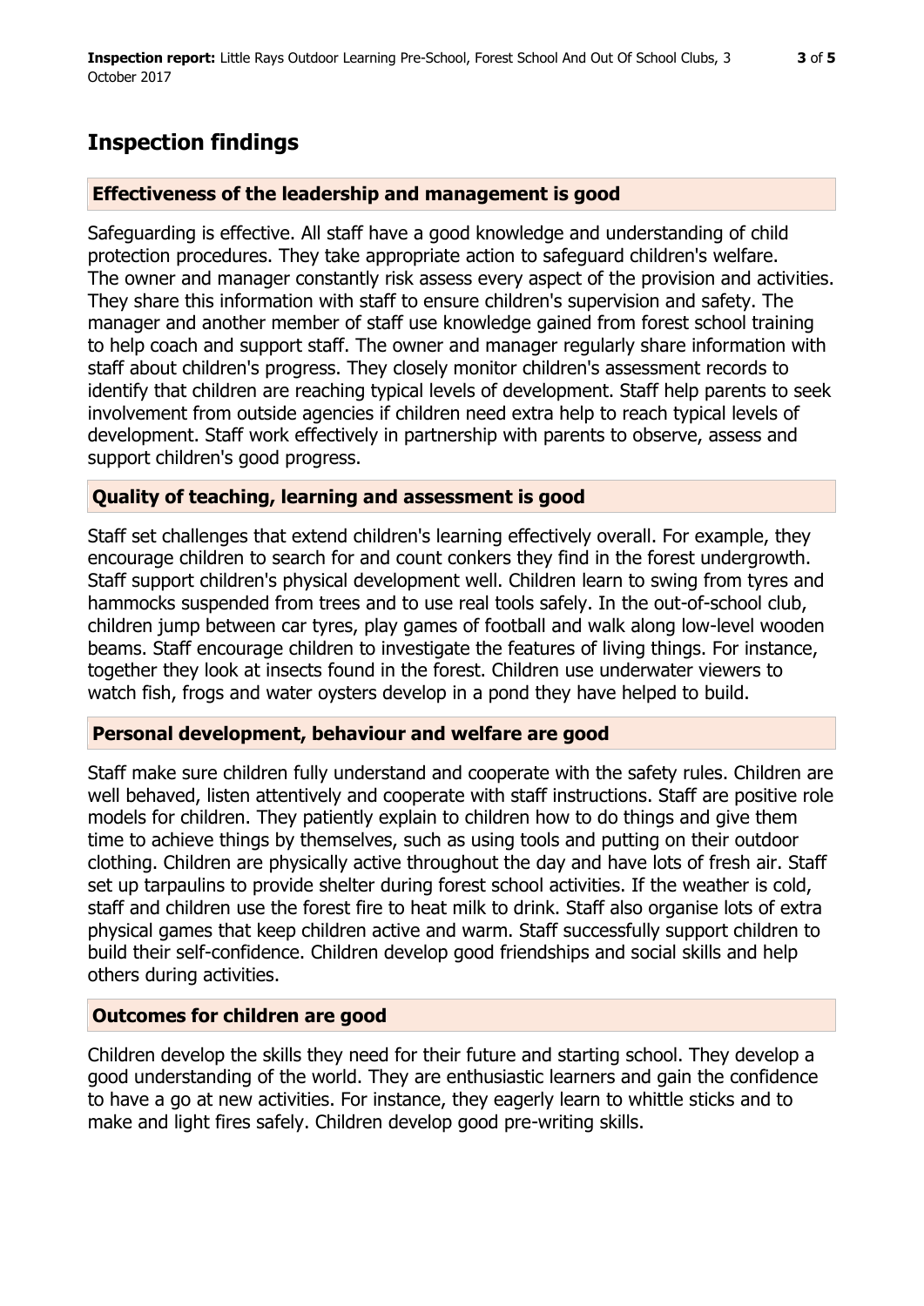## Inspection findings

### Effectiveness of the leadership and management is good

Safeguarding is effective. All staff have a good knowledge and understanding of child protection procedures. They take appropriate action to safeguard children's welfare. The owner and manager constantly risk assess every aspect of the provision and activities. They share this information with staff to ensure children's supervision and safety. The manager and another member of staff use knowledge gained from forest school training to help coach and support staff. The owner and manager regularly share information with staff about children's progress. They closely monitor children's assessment records to identify that children are reaching typical levels of development. Staff help parents to seek involvement from outside agencies if children need extra help to reach typical levels of development. Staff work effectively in partnership with parents to observe, assess and support children's good progress.

### Quality of teaching, learning and assessment is good

Staff set challenges that extend children's learning effectively overall. For example, they encourage children to search for and count conkers they find in the forest undergrowth. Staff support children's physical development well. Children learn to swing from tyres and hammocks suspended from trees and to use real tools safely. In the out-of-school club, children jump between car tyres, play games of football and walk along low-level wooden beams. Staff encourage children to investigate the features of living things. For instance, together they look at insects found in the forest. Children use underwater viewers to watch fish, frogs and water oysters develop in a pond they have helped to build.

### Personal development, behaviour and welfare are good

Staff make sure children fully understand and cooperate with the safety rules. Children are well behaved, listen attentively and cooperate with staff instructions. Staff are positive role models for children. They patiently explain to children how to do things and give them time to achieve things by themselves, such as using tools and putting on their outdoor clothing. Children are physically active throughout the day and have lots of fresh air. Staff set up tarpaulins to provide shelter during forest school activities. If the weather is cold, staff and children use the forest fire to heat milk to drink. Staff also organise lots of extra physical games that keep children active and warm. Staff successfully support children to build their self-confidence. Children develop good friendships and social skills and help others during activities.

### Outcomes for children are good

Children develop the skills they need for their future and starting school. They develop a good understanding of the world. They are enthusiastic learners and gain the confidence to have a go at new activities. For instance, they eagerly learn to whittle sticks and to make and light fires safely. Children develop good pre-writing skills.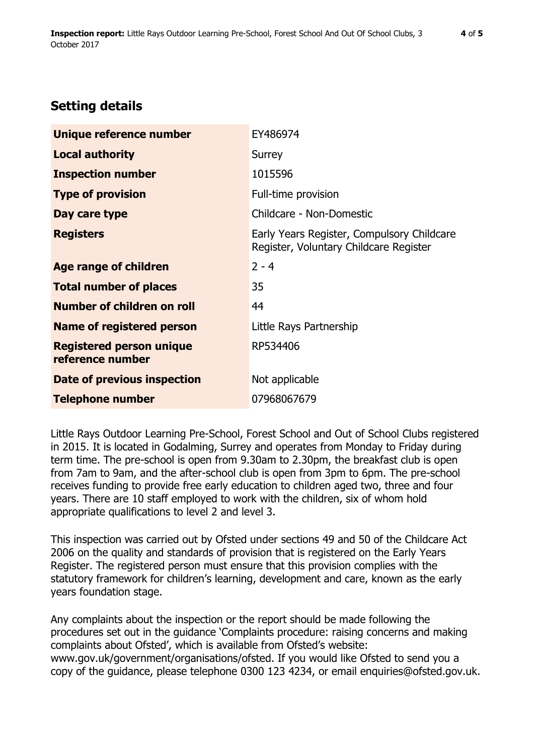## Setting details

| | |
|---|---|
| **Unique reference number** | EY486974 |
| **Local authority** | Surrey |
| **Inspection number** | 1015596 |
| **Type of provision** | Full-time provision |
| **Day care type** | Childcare - Non-Domestic |
| **Registers** | Early Years Register, Compulsory Childcare Register, Voluntary Childcare Register |
| **Age range of children** | 2 - 4 |
| **Total number of places** | 35 |
| **Number of children on roll** | 44 |
| **Name of registered person** | Little Rays Partnership |
| **Registered person unique reference number** | RP534406 |
| **Date of previous inspection** | Not applicable |
| **Telephone number** | 07968067679 |

Little Rays Outdoor Learning Pre-School, Forest School and Out of School Clubs registered in 2015. It is located in Godalming, Surrey and operates from Monday to Friday during term time. The pre-school is open from 9.30am to 2.30pm, the breakfast club is open from 7am to 9am, and the after-school club is open from 3pm to 6pm. The pre-school receives funding to provide free early education to children aged two, three and four years. There are 10 staff employed to work with the children, six of whom hold appropriate qualifications to level 2 and level 3.

This inspection was carried out by Ofsted under sections 49 and 50 of the Childcare Act 2006 on the quality and standards of provision that is registered on the Early Years Register. The registered person must ensure that this provision complies with the statutory framework for children's learning, development and care, known as the early years foundation stage.

Any complaints about the inspection or the report should be made following the procedures set out in the guidance 'Complaints procedure: raising concerns and making complaints about Ofsted', which is available from Ofsted's website: www.gov.uk/government/organisations/ofsted. If you would like Ofsted to send you a copy of the guidance, please telephone 0300 123 4234, or email enquiries@ofsted.gov.uk.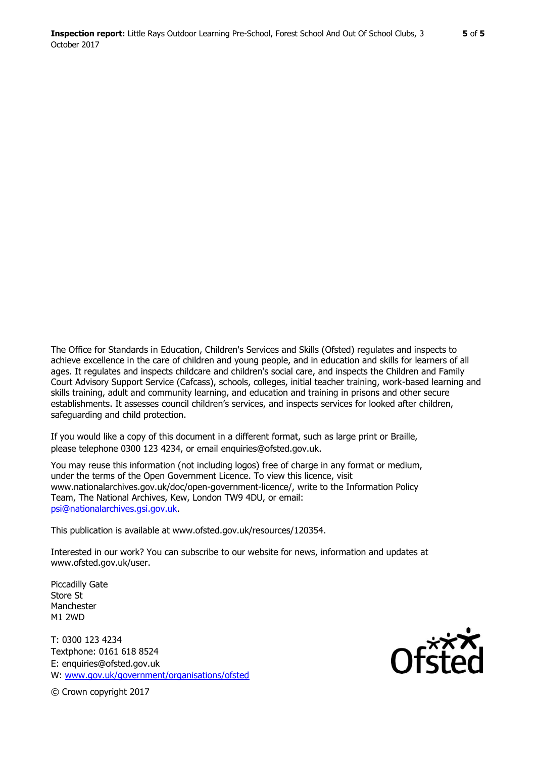The Office for Standards in Education, Children's Services and Skills (Ofsted) regulates and inspects to achieve excellence in the care of children and young people, and in education and skills for learners of all ages. It regulates and inspects childcare and children's social care, and inspects the Children and Family Court Advisory Support Service (Cafcass), schools, colleges, initial teacher training, work-based learning and skills training, adult and community learning, and education and training in prisons and other secure establishments. It assesses council children's services, and inspects services for looked after children, safeguarding and child protection.

If you would like a copy of this document in a different format, such as large print or Braille, please telephone 0300 123 4234, or email enquiries@ofsted.gov.uk.

You may reuse this information (not including logos) free of charge in any format or medium, under the terms of the Open Government Licence. To view this licence, visit www.nationalarchives.gov.uk/doc/open-government-licence/, write to the Information Policy Team, The National Archives, Kew, London TW9 4DU, or email: psi@nationalarchives.gsi.gov.uk.

This publication is available at www.ofsted.gov.uk/resources/120354.

Interested in our work? You can subscribe to our website for news, information and updates at www.ofsted.gov.uk/user.

Piccadilly Gate  
Store St  
Manchester  
M1 2WD

T: 0300 123 4234  
Textphone: 0161 618 8524  
E: enquiries@ofsted.gov.uk  
W: www.gov.uk/government/organisations/ofsted

© Crown copyright 2017